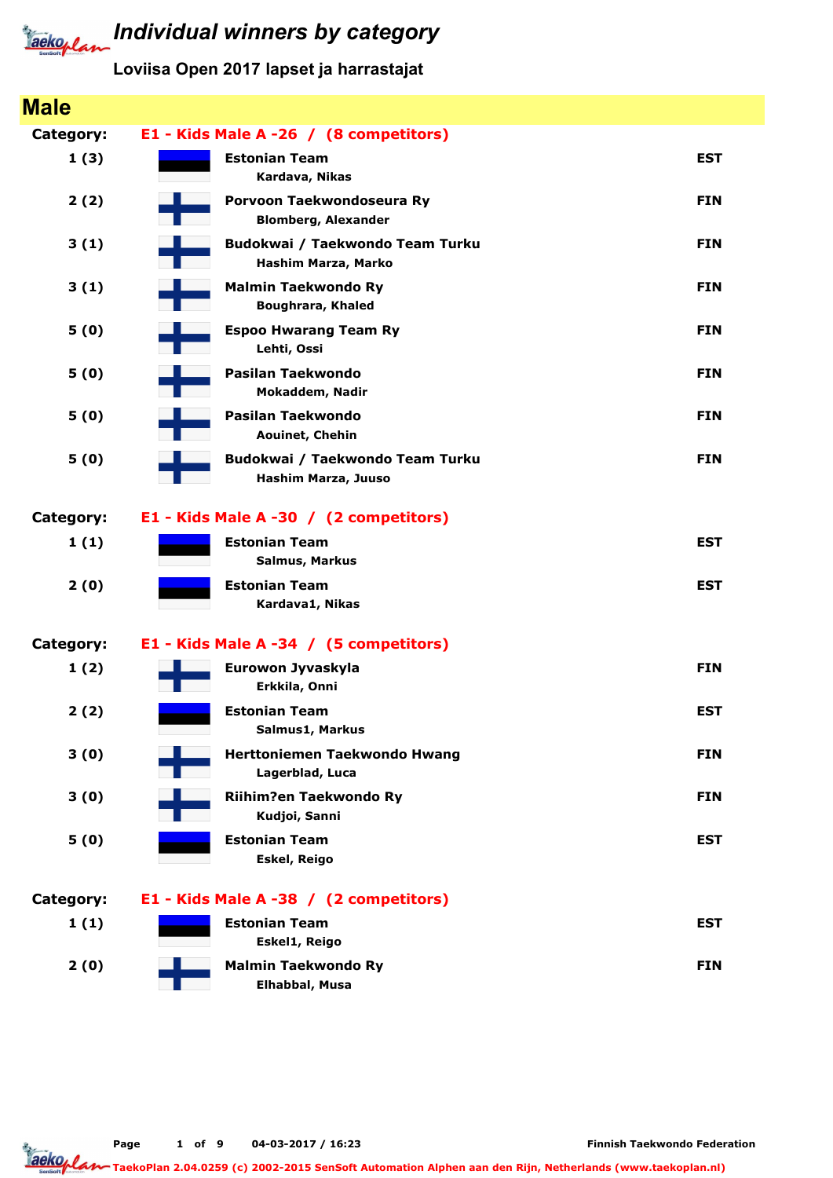# Individual winners by category

**Loviisa Open 2017 lapset ja harrastajat**

## Male

### Category: E1 - Kids Male A -26 / (8 competitors)

| Place | Team / Name | Country |
|---|---|---|
| 1 (3) | **Estonian Team** Kardava, Nikas | EST |
| 2 (2) | **Porvoon Taekwondoseura Ry** Blomberg, Alexander | FIN |
| 3 (1) | **Budokwai / Taekwondo Team Turku** Hashim Marza, Marko | FIN |
| 3 (1) | **Malmin Taekwondo Ry** Boughrara, Khaled | FIN |
| 5 (0) | **Espoo Hwarang Team Ry** Lehti, Ossi | FIN |
| 5 (0) | **Pasilan Taekwondo** Mokaddem, Nadir | FIN |
| 5 (0) | **Pasilan Taekwondo** Aouinet, Chehin | FIN |
| 5 (0) | **Budokwai / Taekwondo Team Turku** Hashim Marza, Juuso | FIN |

### Category: E1 - Kids Male A -30 / (2 competitors)

| Place | Team / Name | Country |
|---|---|---|
| 1 (1) | **Estonian Team** Salmus, Markus | EST |
| 2 (0) | **Estonian Team** Kardava1, Nikas | EST |

### Category: E1 - Kids Male A -34 / (5 competitors)

| Place | Team / Name | Country |
|---|---|---|
| 1 (2) | **Eurowon Jyvaskyla** Erkkila, Onni | FIN |
| 2 (2) | **Estonian Team** Salmus1, Markus | EST |
| 3 (0) | **Herttoniemen Taekwondo Hwang** Lagerblad, Luca | FIN |
| 3 (0) | **Riihim?en Taekwondo Ry** Kudjoi, Sanni | FIN |
| 5 (0) | **Estonian Team** Eskel, Reigo | EST |

### Category: E1 - Kids Male A -38 / (2 competitors)

| Place | Team / Name | Country |
|---|---|---|
| 1 (1) | **Estonian Team** Eskel1, Reigo | EST |
| 2 (0) | **Malmin Taekwondo Ry** Elhabbal, Musa | FIN |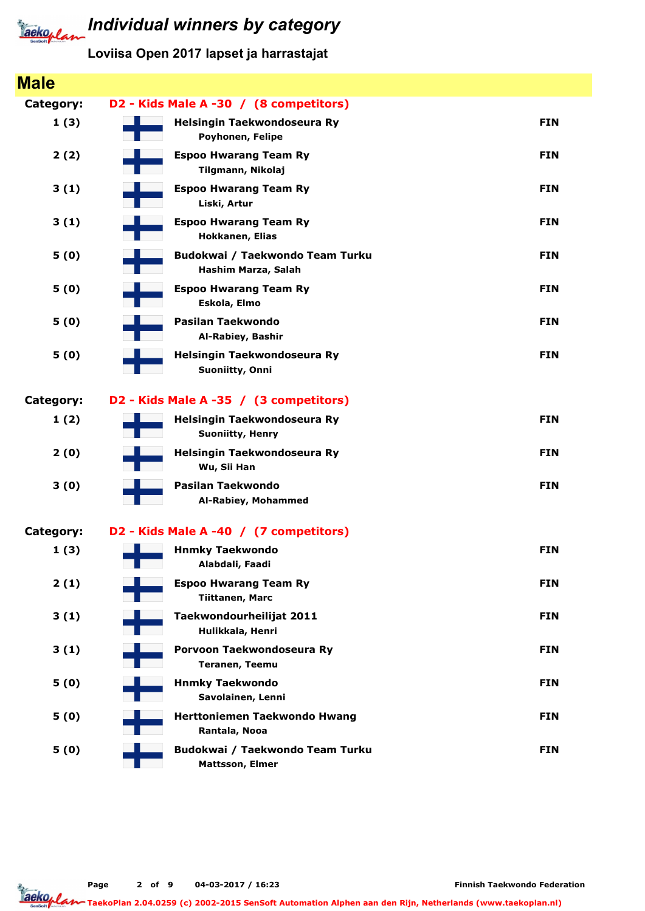# Individual winners by category

**Loviisa Open 2017 lapset ja harrastajat**

## Male

**Category: D2 - Kids Male A -30 / (8 competitors)**

| Place | Club / Name | Country |
|---|---|---|
| 1 (3) | **Helsingin Taekwondoseura Ry**<br>Poyhonen, Felipe | FIN |
| 2 (2) | **Espoo Hwarang Team Ry**<br>Tilgmann, Nikolaj | FIN |
| 3 (1) | **Espoo Hwarang Team Ry**<br>Liski, Artur | FIN |
| 3 (1) | **Espoo Hwarang Team Ry**<br>Hokkanen, Elias | FIN |
| 5 (0) | **Budokwai / Taekwondo Team Turku**<br>Hashim Marza, Salah | FIN |
| 5 (0) | **Espoo Hwarang Team Ry**<br>Eskola, Elmo | FIN |
| 5 (0) | **Pasilan Taekwondo**<br>Al-Rabiey, Bashir | FIN |
| 5 (0) | **Helsingin Taekwondoseura Ry**<br>Suoniitty, Onni | FIN |

**Category: D2 - Kids Male A -35 / (3 competitors)**

| Place | Club / Name | Country |
|---|---|---|
| 1 (2) | **Helsingin Taekwondoseura Ry**<br>Suoniitty, Henry | FIN |
| 2 (0) | **Helsingin Taekwondoseura Ry**<br>Wu, Sii Han | FIN |
| 3 (0) | **Pasilan Taekwondo**<br>Al-Rabiey, Mohammed | FIN |

**Category: D2 - Kids Male A -40 / (7 competitors)**

| Place | Club / Name | Country |
|---|---|---|
| 1 (3) | **Hnmky Taekwondo**<br>Alabdali, Faadi | FIN |
| 2 (1) | **Espoo Hwarang Team Ry**<br>Tiittanen, Marc | FIN |
| 3 (1) | **Taekwondourheilijat 2011**<br>Hulikkala, Henri | FIN |
| 3 (1) | **Porvoon Taekwondoseura Ry**<br>Teranen, Teemu | FIN |
| 5 (0) | **Hnmky Taekwondo**<br>Savolainen, Lenni | FIN |
| 5 (0) | **Herttoniemen Taekwondo Hwang**<br>Rantala, Nooa | FIN |
| 5 (0) | **Budokwai / Taekwondo Team Turku**<br>Mattsson, Elmer | FIN |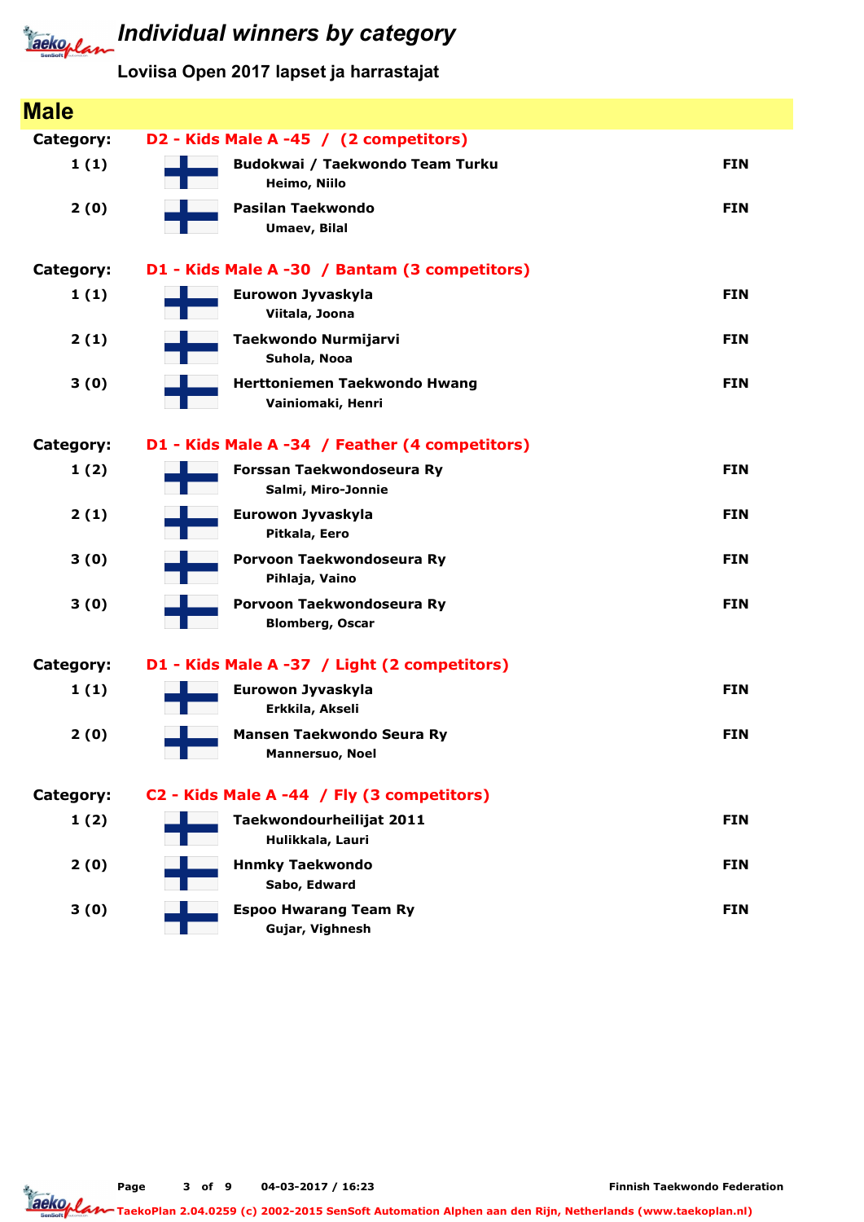# Individual winners by category

## Loviisa Open 2017 lapset ja harrastajat

## Male

**Category: D2 - Kids Male A -45 / (2 competitors)**

| Place | Club / Name | Country |
|---|---|---|
| 1 (1) | **Budokwai / Taekwondo Team Turku**<br>Heimo, Niilo | FIN |
| 2 (0) | **Pasilan Taekwondo**<br>Umaev, Bilal | FIN |

**Category: D1 - Kids Male A -30 / Bantam (3 competitors)**

| Place | Club / Name | Country |
|---|---|---|
| 1 (1) | **Eurowon Jyvaskyla**<br>Viitala, Joona | FIN |
| 2 (1) | **Taekwondo Nurmijarvi**<br>Suhola, Nooa | FIN |
| 3 (0) | **Herttoniemen Taekwondo Hwang**<br>Vainiomaki, Henri | FIN |

**Category: D1 - Kids Male A -34 / Feather (4 competitors)**

| Place | Club / Name | Country |
|---|---|---|
| 1 (2) | **Forssan Taekwondoseura Ry**<br>Salmi, Miro-Jonnie | FIN |
| 2 (1) | **Eurowon Jyvaskyla**<br>Pitkala, Eero | FIN |
| 3 (0) | **Porvoon Taekwondoseura Ry**<br>Pihlaja, Vaino | FIN |
| 3 (0) | **Porvoon Taekwondoseura Ry**<br>Blomberg, Oscar | FIN |

**Category: D1 - Kids Male A -37 / Light (2 competitors)**

| Place | Club / Name | Country |
|---|---|---|
| 1 (1) | **Eurowon Jyvaskyla**<br>Erkkila, Akseli | FIN |
| 2 (0) | **Mansen Taekwondo Seura Ry**<br>Mannersuo, Noel | FIN |

**Category: C2 - Kids Male A -44 / Fly (3 competitors)**

| Place | Club / Name | Country |
|---|---|---|
| 1 (2) | **Taekwondourheilijat 2011**<br>Hulikkala, Lauri | FIN |
| 2 (0) | **Hnmky Taekwondo**<br>Sabo, Edward | FIN |
| 3 (0) | **Espoo Hwarang Team Ry**<br>Gujar, Vighnesh | FIN |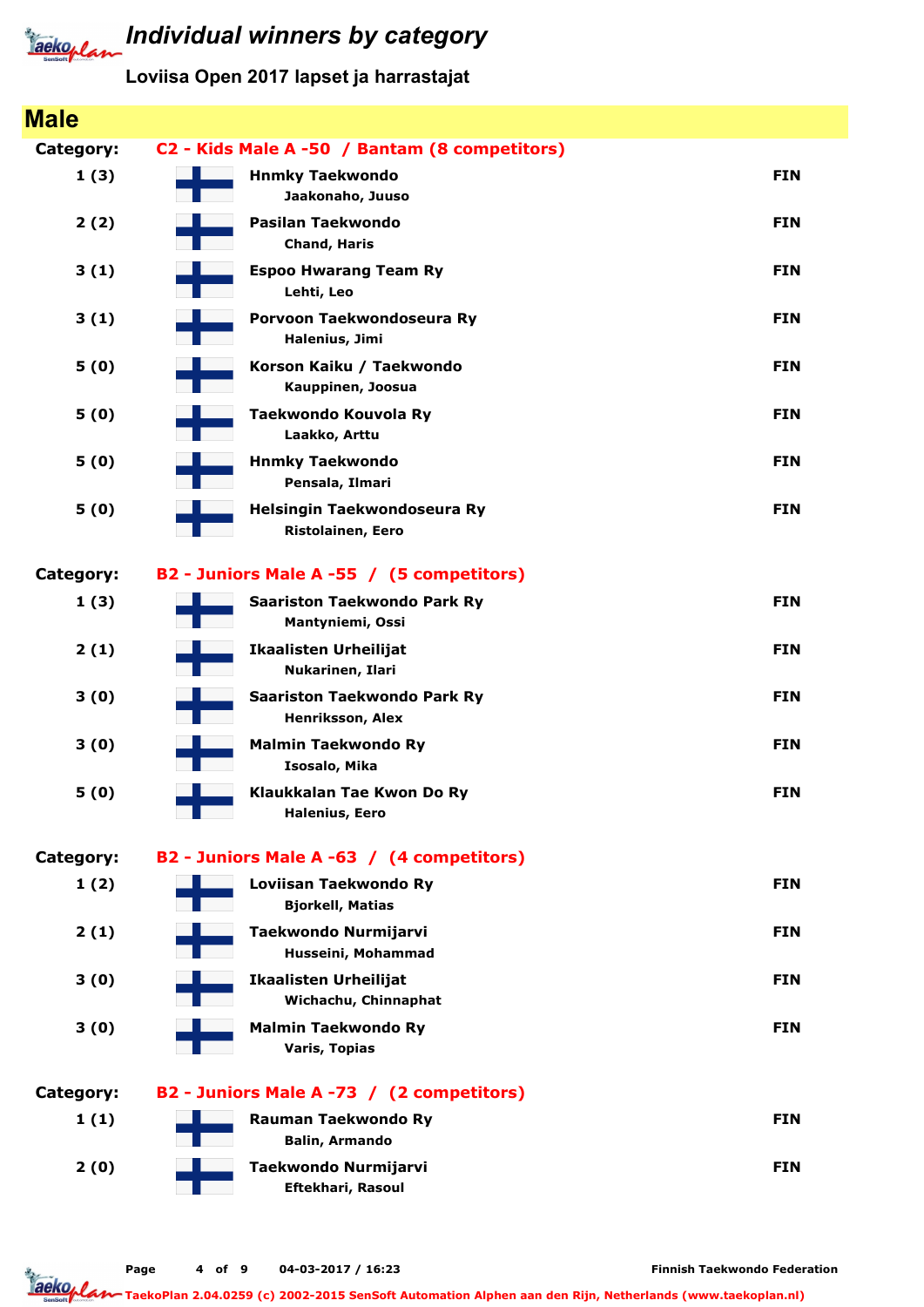# Individual winners by category

**Loviisa Open 2017 lapset ja harrastajat**

## Male

**Category: C2 - Kids Male A -50 / Bantam (8 competitors)**

| Rank | Club / Name | Country |
|---|---|---|
| 1 (3) | **Hnmky Taekwondo**<br>Jaakonaho, Juuso | FIN |
| 2 (2) | **Pasilan Taekwondo**<br>Chand, Haris | FIN |
| 3 (1) | **Espoo Hwarang Team Ry**<br>Lehti, Leo | FIN |
| 3 (1) | **Porvoon Taekwondoseura Ry**<br>Halenius, Jimi | FIN |
| 5 (0) | **Korson Kaiku / Taekwondo**<br>Kauppinen, Joosua | FIN |
| 5 (0) | **Taekwondo Kouvola Ry**<br>Laakko, Arttu | FIN |
| 5 (0) | **Hnmky Taekwondo**<br>Pensala, Ilmari | FIN |
| 5 (0) | **Helsingin Taekwondoseura Ry**<br>Ristolainen, Eero | FIN |

**Category: B2 - Juniors Male A -55 / (5 competitors)**

| Rank | Club / Name | Country |
|---|---|---|
| 1 (3) | **Saariston Taekwondo Park Ry**<br>Mantyniemi, Ossi | FIN |
| 2 (1) | **Ikaalisten Urheilijat**<br>Nukarinen, Ilari | FIN |
| 3 (0) | **Saariston Taekwondo Park Ry**<br>Henriksson, Alex | FIN |
| 3 (0) | **Malmin Taekwondo Ry**<br>Isosalo, Mika | FIN |
| 5 (0) | **Klaukkalan Tae Kwon Do Ry**<br>Halenius, Eero | FIN |

**Category: B2 - Juniors Male A -63 / (4 competitors)**

| Rank | Club / Name | Country |
|---|---|---|
| 1 (2) | **Loviisan Taekwondo Ry**<br>Bjorkell, Matias | FIN |
| 2 (1) | **Taekwondo Nurmijarvi**<br>Husseini, Mohammad | FIN |
| 3 (0) | **Ikaalisten Urheilijat**<br>Wichachu, Chinnaphat | FIN |
| 3 (0) | **Malmin Taekwondo Ry**<br>Varis, Topias | FIN |

**Category: B2 - Juniors Male A -73 / (2 competitors)**

| Rank | Club / Name | Country |
|---|---|---|
| 1 (1) | **Rauman Taekwondo Ry**<br>Balin, Armando | FIN |
| 2 (0) | **Taekwondo Nurmijarvi**<br>Eftekhari, Rasoul | FIN |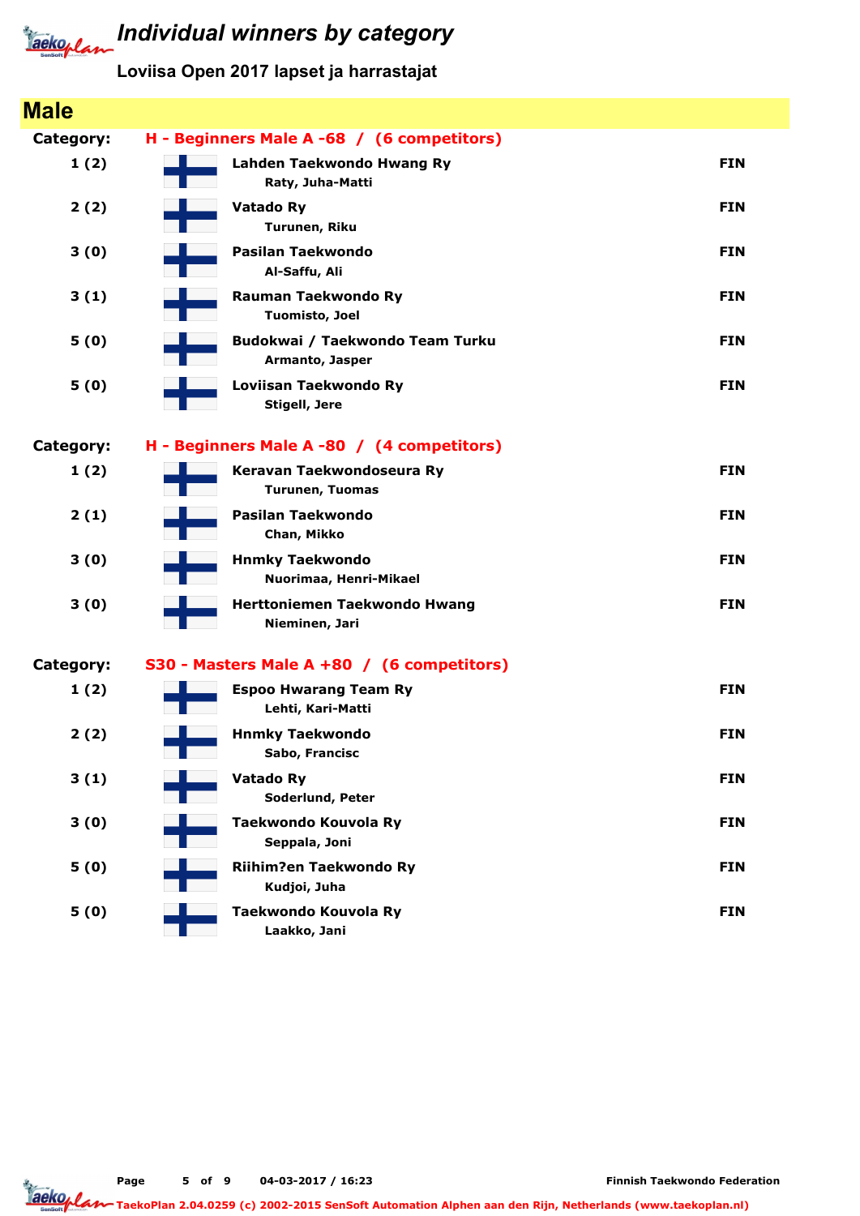# Individual winners by category

## Loviisa Open 2017 lapset ja harrastajat

## Male

**Category:** H - Beginners Male A -68 / (6 competitors)

| Place | Club / Name | Country |
|---|---|---|
| 1 (2) | **Lahden Taekwondo Hwang Ry**<br>Raty, Juha-Matti | FIN |
| 2 (2) | **Vatado Ry**<br>Turunen, Riku | FIN |
| 3 (0) | **Pasilan Taekwondo**<br>Al-Saffu, Ali | FIN |
| 3 (1) | **Rauman Taekwondo Ry**<br>Tuomisto, Joel | FIN |
| 5 (0) | **Budokwai / Taekwondo Team Turku**<br>Armanto, Jasper | FIN |
| 5 (0) | **Loviisan Taekwondo Ry**<br>Stigell, Jere | FIN |

**Category:** H - Beginners Male A -80 / (4 competitors)

| Place | Club / Name | Country |
|---|---|---|
| 1 (2) | **Keravan Taekwondoseura Ry**<br>Turunen, Tuomas | FIN |
| 2 (1) | **Pasilan Taekwondo**<br>Chan, Mikko | FIN |
| 3 (0) | **Hnmky Taekwondo**<br>Nuorimaa, Henri-Mikael | FIN |
| 3 (0) | **Herttoniemen Taekwondo Hwang**<br>Nieminen, Jari | FIN |

**Category:** S30 - Masters Male A +80 / (6 competitors)

| Place | Club / Name | Country |
|---|---|---|
| 1 (2) | **Espoo Hwarang Team Ry**<br>Lehti, Kari-Matti | FIN |
| 2 (2) | **Hnmky Taekwondo**<br>Sabo, Francisc | FIN |
| 3 (1) | **Vatado Ry**<br>Soderlund, Peter | FIN |
| 3 (0) | **Taekwondo Kouvola Ry**<br>Seppala, Joni | FIN |
| 5 (0) | **Riihim?en Taekwondo Ry**<br>Kudjoi, Juha | FIN |
| 5 (0) | **Taekwondo Kouvola Ry**<br>Laakko, Jani | FIN |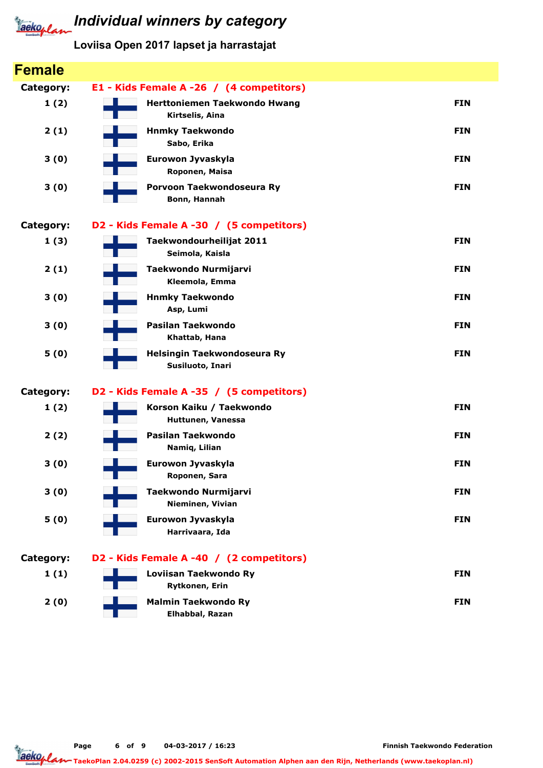# Individual winners by category

## Loviisa Open 2017 lapset ja harrastajat

## Female

### Category: E1 - Kids Female A -26 / (4 competitors)

| Place | Club / Name | Country |
|---|---|---|
| 1 (2) | **Herttoniemen Taekwondo Hwang**<br>Kirtselis, Aina | FIN |
| 2 (1) | **Hnmky Taekwondo**<br>Sabo, Erika | FIN |
| 3 (0) | **Eurowon Jyvaskyla**<br>Roponen, Maisa | FIN |
| 3 (0) | **Porvoon Taekwondoseura Ry**<br>Bonn, Hannah | FIN |

### Category: D2 - Kids Female A -30 / (5 competitors)

| Place | Club / Name | Country |
|---|---|---|
| 1 (3) | **Taekwondourheilijat 2011**<br>Seimola, Kaisla | FIN |
| 2 (1) | **Taekwondo Nurmijarvi**<br>Kleemola, Emma | FIN |
| 3 (0) | **Hnmky Taekwondo**<br>Asp, Lumi | FIN |
| 3 (0) | **Pasilan Taekwondo**<br>Khattab, Hana | FIN |
| 5 (0) | **Helsingin Taekwondoseura Ry**<br>Susiluoto, Inari | FIN |

### Category: D2 - Kids Female A -35 / (5 competitors)

| Place | Club / Name | Country |
|---|---|---|
| 1 (2) | **Korson Kaiku / Taekwondo**<br>Huttunen, Vanessa | FIN |
| 2 (2) | **Pasilan Taekwondo**<br>Namiq, Lilian | FIN |
| 3 (0) | **Eurowon Jyvaskyla**<br>Roponen, Sara | FIN |
| 3 (0) | **Taekwondo Nurmijarvi**<br>Nieminen, Vivian | FIN |
| 5 (0) | **Eurowon Jyvaskyla**<br>Harrivaara, Ida | FIN |

### Category: D2 - Kids Female A -40 / (2 competitors)

| Place | Club / Name | Country |
|---|---|---|
| 1 (1) | **Loviisan Taekwondo Ry**<br>Rytkonen, Erin | FIN |
| 2 (0) | **Malmin Taekwondo Ry**<br>Elhabbal, Razan | FIN |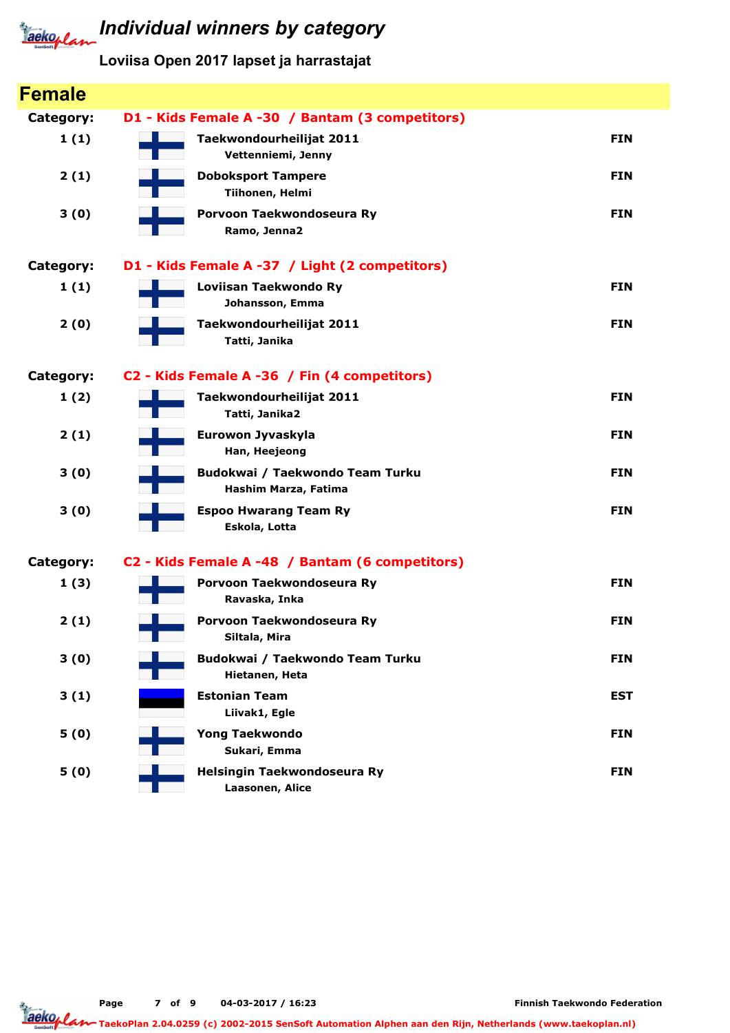# Individual winners by category

**Loviisa Open 2017 lapset ja harrastajat**

## Female

**Category: D1 - Kids Female A -30 / Bantam (3 competitors)**

| Place | Club / Name | Country |
|---|---|---|
| 1 (1) | **Taekwondourheilijat 2011**<br>Vettenniemi, Jenny | FIN |
| 2 (1) | **Doboksport Tampere**<br>Tiihonen, Helmi | FIN |
| 3 (0) | **Porvoon Taekwondoseura Ry**<br>Ramo, Jenna2 | FIN |

**Category: D1 - Kids Female A -37 / Light (2 competitors)**

| Place | Club / Name | Country |
|---|---|---|
| 1 (1) | **Loviisan Taekwondo Ry**<br>Johansson, Emma | FIN |
| 2 (0) | **Taekwondourheilijat 2011**<br>Tatti, Janika | FIN |

**Category: C2 - Kids Female A -36 / Fin (4 competitors)**

| Place | Club / Name | Country |
|---|---|---|
| 1 (2) | **Taekwondourheilijat 2011**<br>Tatti, Janika2 | FIN |
| 2 (1) | **Eurowon Jyvaskyla**<br>Han, Heejeong | FIN |
| 3 (0) | **Budokwai / Taekwondo Team Turku**<br>Hashim Marza, Fatima | FIN |
| 3 (0) | **Espoo Hwarang Team Ry**<br>Eskola, Lotta | FIN |

**Category: C2 - Kids Female A -48 / Bantam (6 competitors)**

| Place | Club / Name | Country |
|---|---|---|
| 1 (3) | **Porvoon Taekwondoseura Ry**<br>Ravaska, Inka | FIN |
| 2 (1) | **Porvoon Taekwondoseura Ry**<br>Siltala, Mira | FIN |
| 3 (0) | **Budokwai / Taekwondo Team Turku**<br>Hietanen, Heta | FIN |
| 3 (1) | **Estonian Team**<br>Liivak1, Egle | EST |
| 5 (0) | **Yong Taekwondo**<br>Sukari, Emma | FIN |
| 5 (0) | **Helsingin Taekwondoseura Ry**<br>Laasonen, Alice | FIN |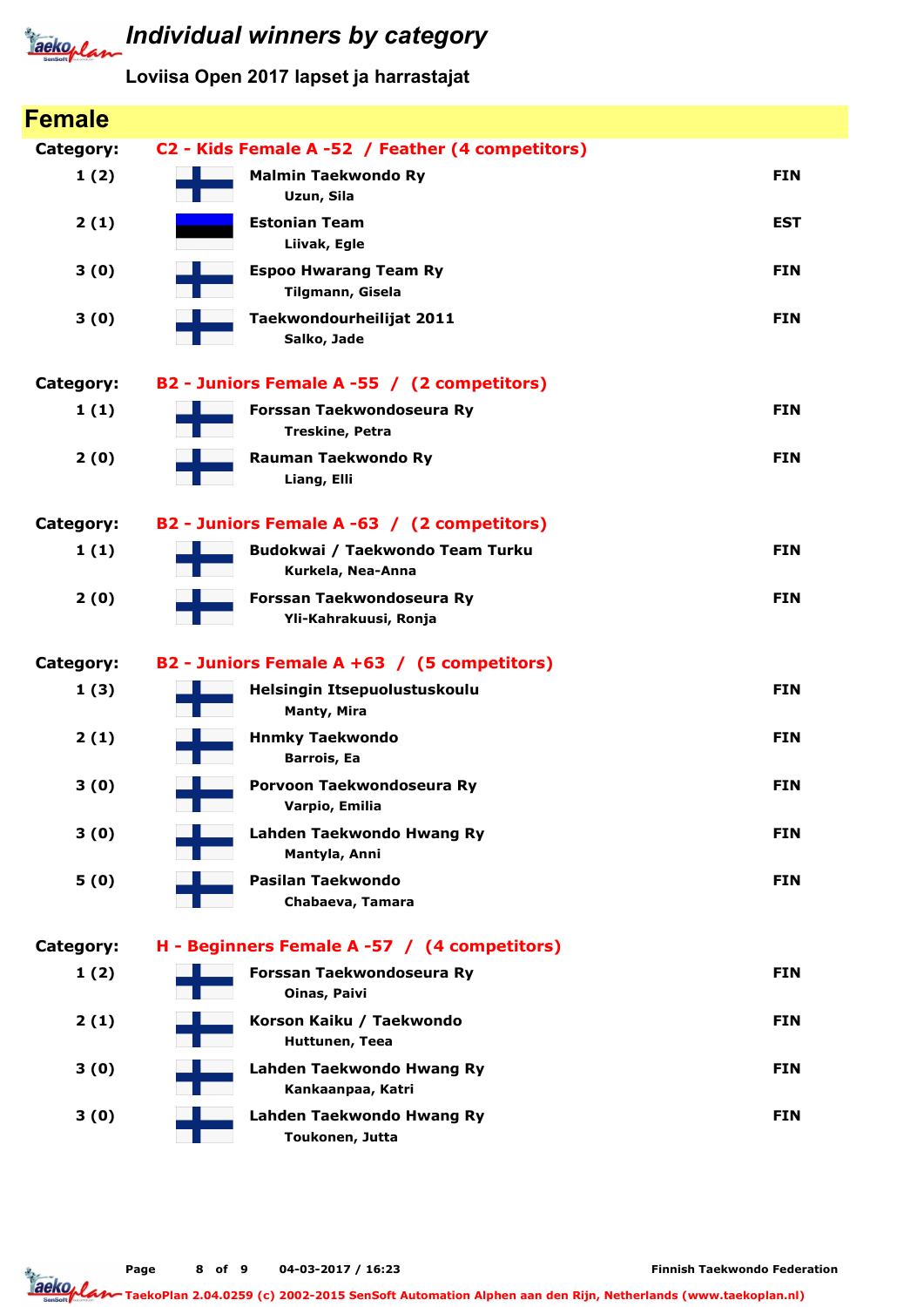# Individual winners by category

## Loviisa Open 2017 lapset ja harrastajat

## Female

**Category:** C2 - Kids Female A -52 / Feather (4 competitors)

| Place | Club / Name | Country |
|---|---|---|
| 1 (2) | **Malmin Taekwondo Ry**<br>Uzun, Sila | FIN |
| 2 (1) | **Estonian Team**<br>Liivak, Egle | EST |
| 3 (0) | **Espoo Hwarang Team Ry**<br>Tilgmann, Gisela | FIN |
| 3 (0) | **Taekwondourheilijat 2011**<br>Salko, Jade | FIN |

**Category:** B2 - Juniors Female A -55 / (2 competitors)

| Place | Club / Name | Country |
|---|---|---|
| 1 (1) | **Forssan Taekwondoseura Ry**<br>Treskine, Petra | FIN |
| 2 (0) | **Rauman Taekwondo Ry**<br>Liang, Elli | FIN |

**Category:** B2 - Juniors Female A -63 / (2 competitors)

| Place | Club / Name | Country |
|---|---|---|
| 1 (1) | **Budokwai / Taekwondo Team Turku**<br>Kurkela, Nea-Anna | FIN |
| 2 (0) | **Forssan Taekwondoseura Ry**<br>Yli-Kahrakuusi, Ronja | FIN |

**Category:** B2 - Juniors Female A +63 / (5 competitors)

| Place | Club / Name | Country |
|---|---|---|
| 1 (3) | **Helsingin Itsepuolustuskoulu**<br>Manty, Mira | FIN |
| 2 (1) | **Hnmky Taekwondo**<br>Barrois, Ea | FIN |
| 3 (0) | **Porvoon Taekwondoseura Ry**<br>Varpio, Emilia | FIN |
| 3 (0) | **Lahden Taekwondo Hwang Ry**<br>Mantyla, Anni | FIN |
| 5 (0) | **Pasilan Taekwondo**<br>Chabaeva, Tamara | FIN |

**Category:** H - Beginners Female A -57 / (4 competitors)

| Place | Club / Name | Country |
|---|---|---|
| 1 (2) | **Forssan Taekwondoseura Ry**<br>Oinas, Paivi | FIN |
| 2 (1) | **Korson Kaiku / Taekwondo**<br>Huttunen, Teea | FIN |
| 3 (0) | **Lahden Taekwondo Hwang Ry**<br>Kankaanpaa, Katri | FIN |
| 3 (0) | **Lahden Taekwondo Hwang Ry**<br>Toukonen, Jutta | FIN |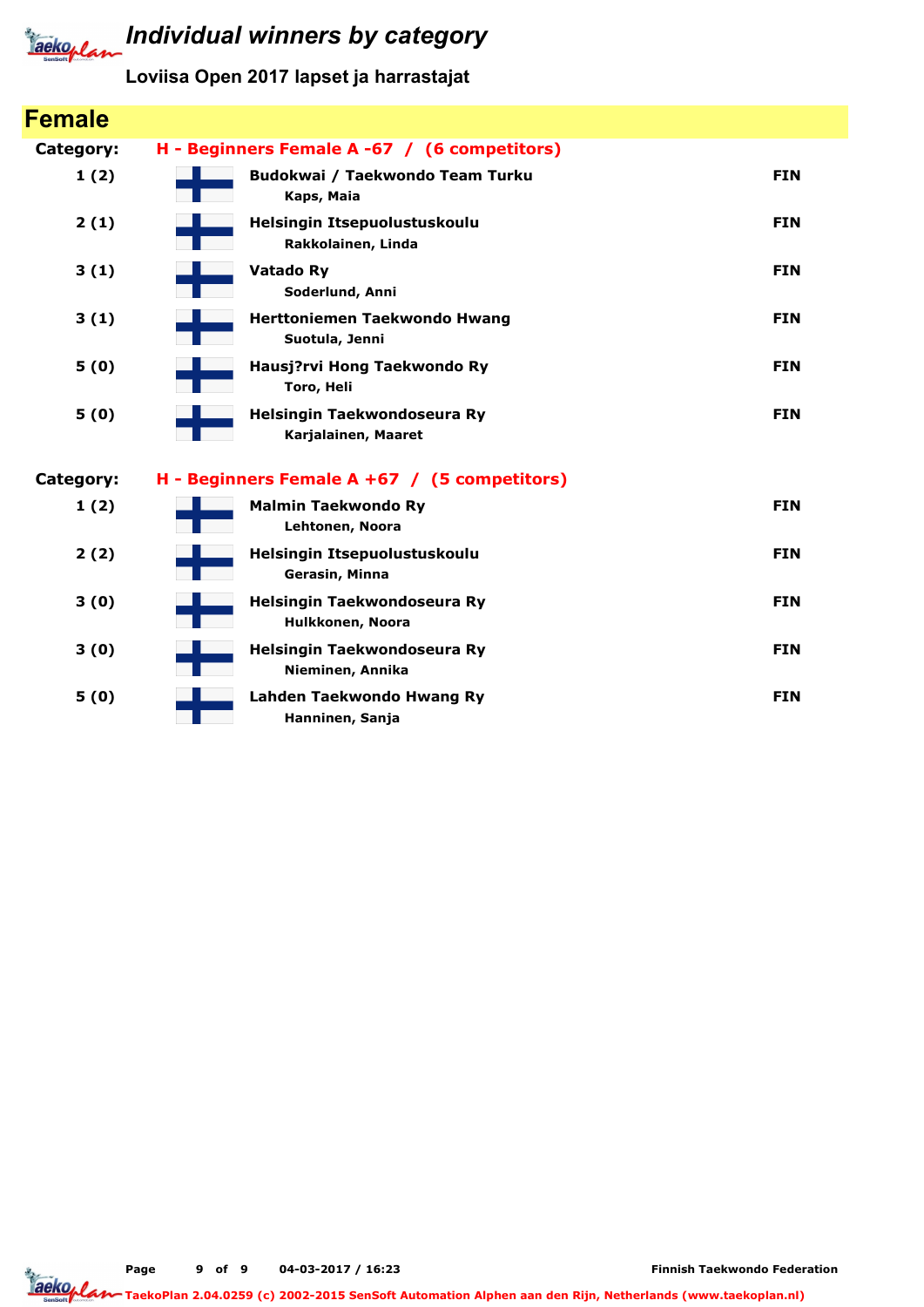# Individual winners by category

## Loviisa Open 2017 lapset ja harrastajat

## Female

**Category:** H - Beginners Female A -67 / (6 competitors)

| | | |
|---|---|---|
| 1 (2) | **Budokwai / Taekwondo Team Turku**<br>Kaps, Maia | FIN |
| 2 (1) | **Helsingin Itsepuolustuskoulu**<br>Rakkolainen, Linda | FIN |
| 3 (1) | **Vatado Ry**<br>Soderlund, Anni | FIN |
| 3 (1) | **Herttoniemen Taekwondo Hwang**<br>Suotula, Jenni | FIN |
| 5 (0) | **Hausj?rvi Hong Taekwondo Ry**<br>Toro, Heli | FIN |
| 5 (0) | **Helsingin Taekwondoseura Ry**<br>Karjalainen, Maaret | FIN |

**Category:** H - Beginners Female A +67 / (5 competitors)

| | | |
|---|---|---|
| 1 (2) | **Malmin Taekwondo Ry**<br>Lehtonen, Noora | FIN |
| 2 (2) | **Helsingin Itsepuolustuskoulu**<br>Gerasin, Minna | FIN |
| 3 (0) | **Helsingin Taekwondoseura Ry**<br>Hulkkonen, Noora | FIN |
| 3 (0) | **Helsingin Taekwondoseura Ry**<br>Nieminen, Annika | FIN |
| 5 (0) | **Lahden Taekwondo Hwang Ry**<br>Hanninen, Sanja | FIN |